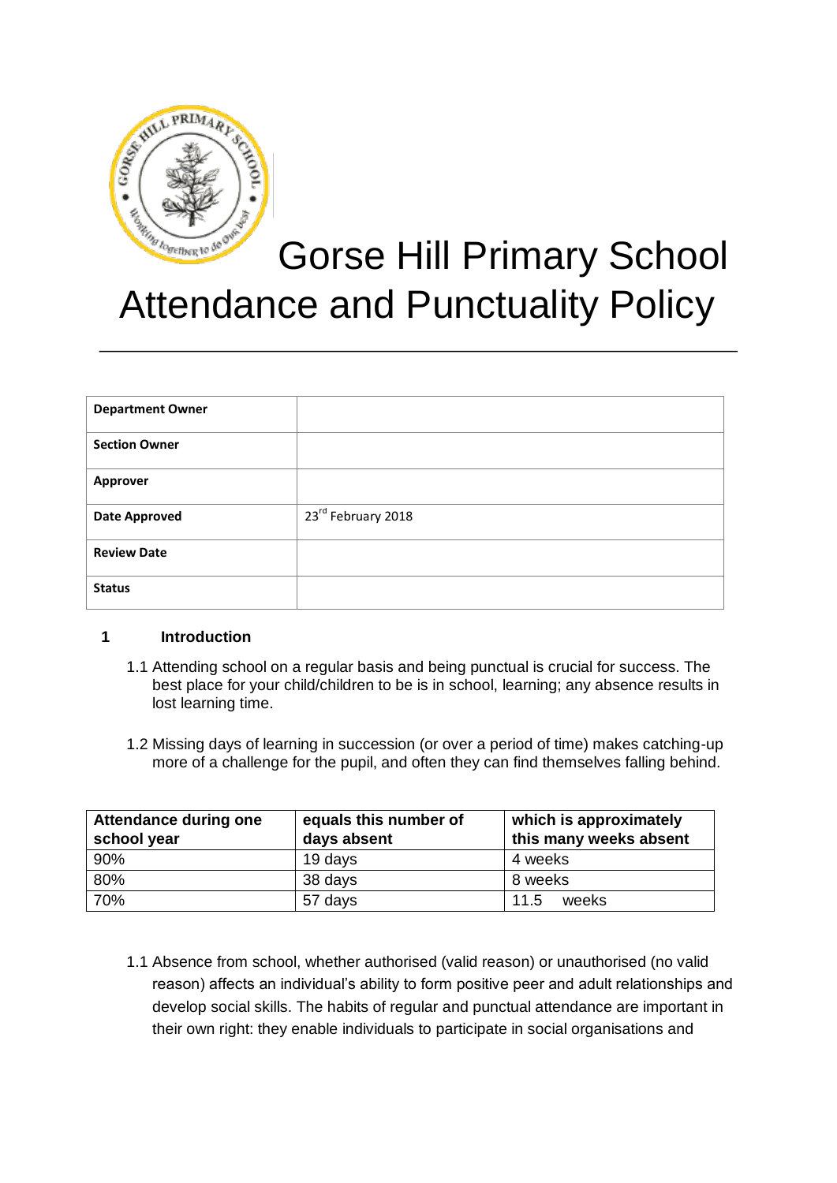# Gorse Hill Primary School Attendance and Punctuality Policy

| Department Owner | |
|---|---|
| Section Owner | |
| Approver | |
| Date Approved | 23rd February 2018 |
| Review Date | |
| Status | |

## 1 Introduction

1.1 Attending school on a regular basis and being punctual is crucial for success. The best place for your child/children to be is in school, learning; any absence results in lost learning time.

1.2 Missing days of learning in succession (or over a period of time) makes catching-up more of a challenge for the pupil, and often they can find themselves falling behind.

| Attendance during one school year | equals this number of days absent | which is approximately this many weeks absent |
|---|---|---|
| 90% | 19 days | 4 weeks |
| 80% | 38 days | 8 weeks |
| 70% | 57 days | 11.5 weeks |

1.1 Absence from school, whether authorised (valid reason) or unauthorised (no valid reason) affects an individual's ability to form positive peer and adult relationships and develop social skills. The habits of regular and punctual attendance are important in their own right: they enable individuals to participate in social organisations and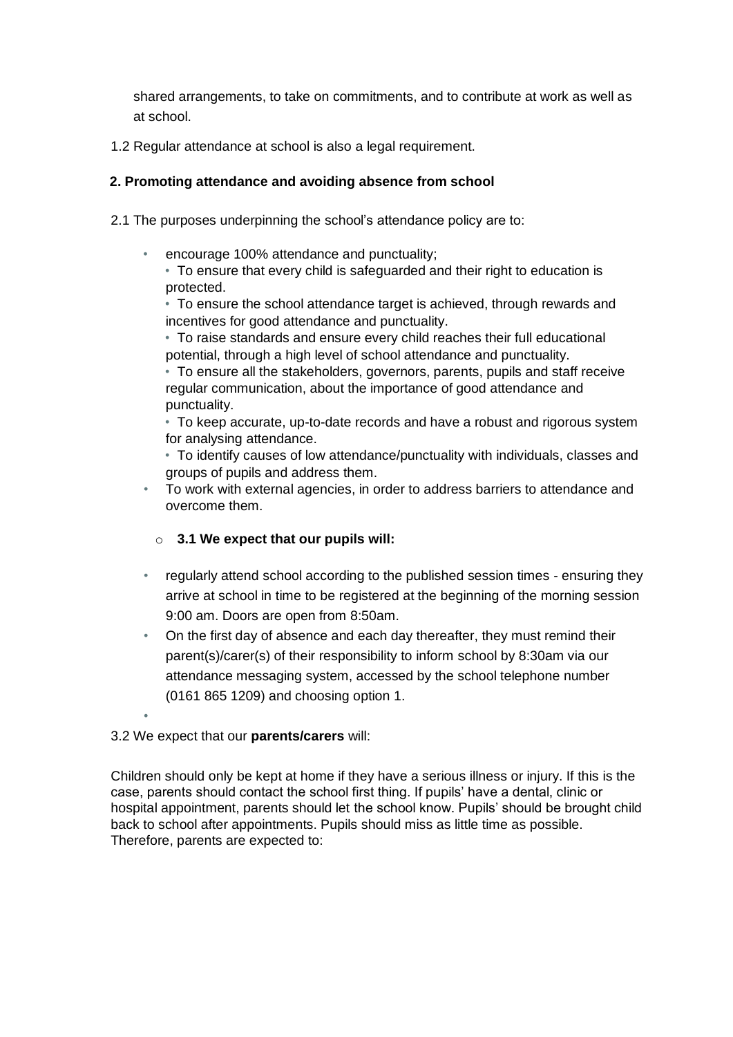shared arrangements, to take on commitments, and to contribute at work as well as at school.

1.2 Regular attendance at school is also a legal requirement.

## 2. Promoting attendance and avoiding absence from school

2.1 The purposes underpinning the school's attendance policy are to:

- encourage 100% attendance and punctuality;
  - To ensure that every child is safeguarded and their right to education is protected.
  - To ensure the school attendance target is achieved, through rewards and incentives for good attendance and punctuality.
  - To raise standards and ensure every child reaches their full educational potential, through a high level of school attendance and punctuality.
  - To ensure all the stakeholders, governors, parents, pupils and staff receive regular communication, about the importance of good attendance and punctuality.
  - To keep accurate, up-to-date records and have a robust and rigorous system for analysing attendance.
  - To identify causes of low attendance/punctuality with individuals, classes and groups of pupils and address them.
- To work with external agencies, in order to address barriers to attendance and overcome them.

### 3.1 We expect that our pupils will:

- regularly attend school according to the published session times - ensuring they arrive at school in time to be registered at the beginning of the morning session 9:00 am. Doors are open from 8:50am.
- On the first day of absence and each day thereafter, they must remind their parent(s)/carer(s) of their responsibility to inform school by 8:30am via our attendance messaging system, accessed by the school telephone number (0161 865 1209) and choosing option 1.

3.2 We expect that our **parents/carers** will:

Children should only be kept at home if they have a serious illness or injury. If this is the case, parents should contact the school first thing. If pupils' have a dental, clinic or hospital appointment, parents should let the school know. Pupils' should be brought child back to school after appointments. Pupils should miss as little time as possible. Therefore, parents are expected to: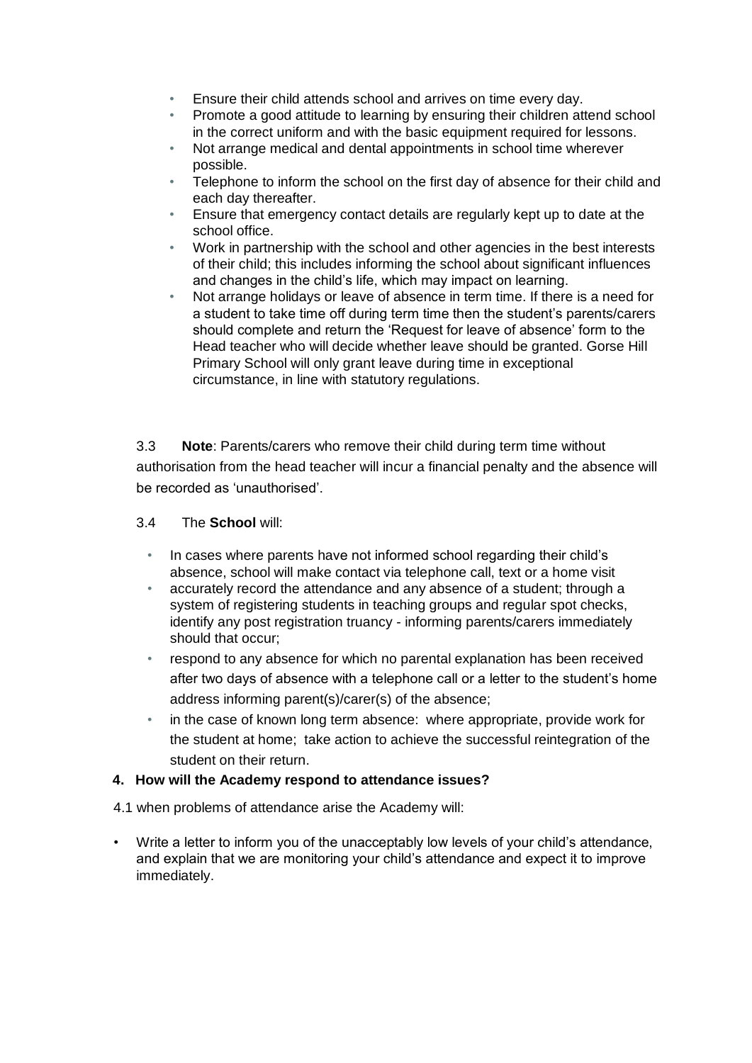- Ensure their child attends school and arrives on time every day.
- Promote a good attitude to learning by ensuring their children attend school in the correct uniform and with the basic equipment required for lessons.
- Not arrange medical and dental appointments in school time wherever possible.
- Telephone to inform the school on the first day of absence for their child and each day thereafter.
- Ensure that emergency contact details are regularly kept up to date at the school office.
- Work in partnership with the school and other agencies in the best interests of their child; this includes informing the school about significant influences and changes in the child's life, which may impact on learning.
- Not arrange holidays or leave of absence in term time. If there is a need for a student to take time off during term time then the student's parents/carers should complete and return the 'Request for leave of absence' form to the Head teacher who will decide whether leave should be granted. Gorse Hill Primary School will only grant leave during time in exceptional circumstance, in line with statutory regulations.

3.3 **Note**: Parents/carers who remove their child during term time without authorisation from the head teacher will incur a financial penalty and the absence will be recorded as 'unauthorised'.

3.4 The **School** will:

- In cases where parents have not informed school regarding their child's absence, school will make contact via telephone call, text or a home visit
- accurately record the attendance and any absence of a student; through a system of registering students in teaching groups and regular spot checks, identify any post registration truancy - informing parents/carers immediately should that occur;
- respond to any absence for which no parental explanation has been received after two days of absence with a telephone call or a letter to the student's home address informing parent(s)/carer(s) of the absence;
- in the case of known long term absence: where appropriate, provide work for the student at home; take action to achieve the successful reintegration of the student on their return.

**4. How will the Academy respond to attendance issues?**

4.1 when problems of attendance arise the Academy will:

- Write a letter to inform you of the unacceptably low levels of your child's attendance, and explain that we are monitoring your child's attendance and expect it to improve immediately.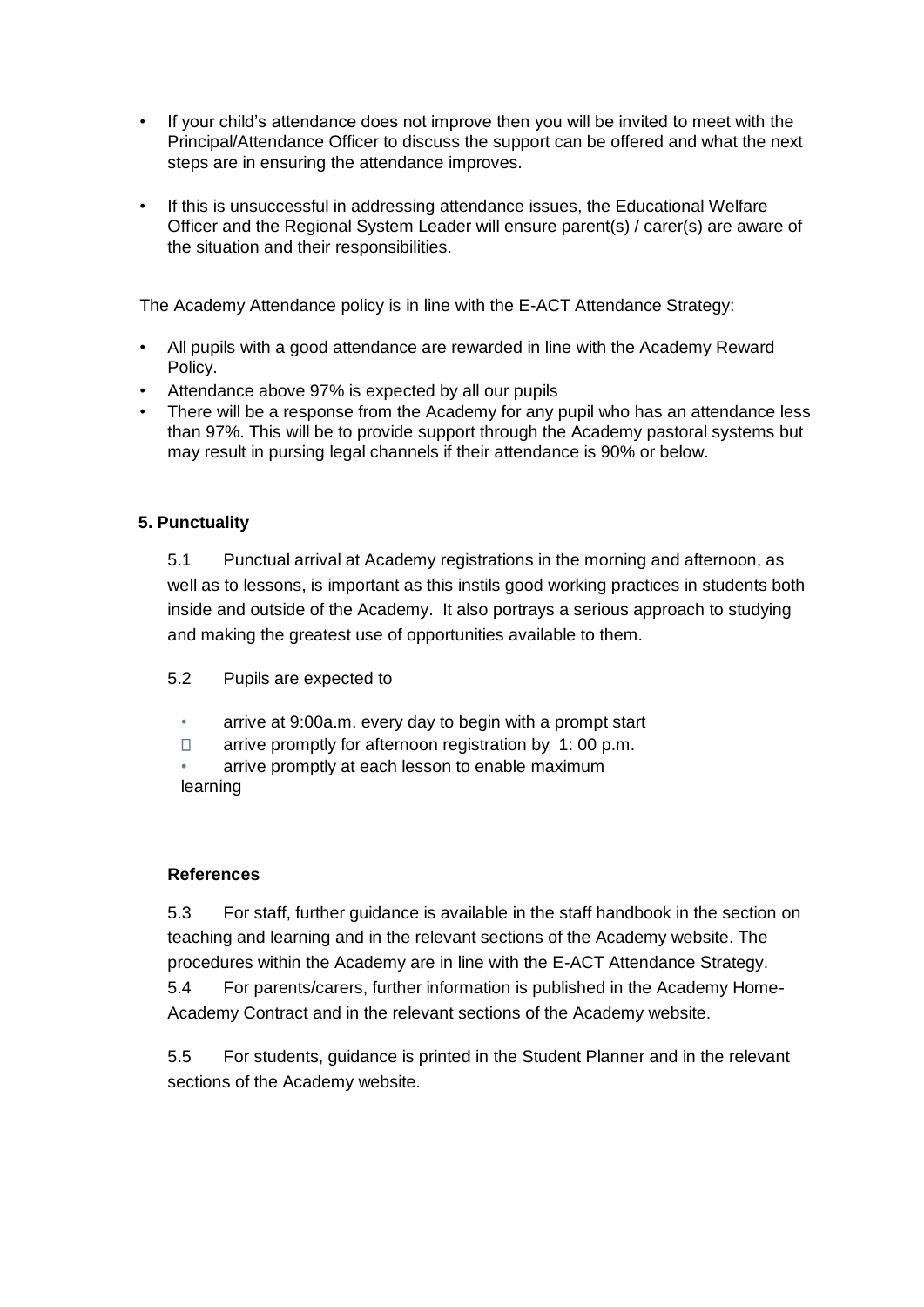- If your child's attendance does not improve then you will be invited to meet with the Principal/Attendance Officer to discuss the support can be offered and what the next steps are in ensuring the attendance improves.
- If this is unsuccessful in addressing attendance issues, the Educational Welfare Officer and the Regional System Leader will ensure parent(s) / carer(s) are aware of the situation and their responsibilities.

The Academy Attendance policy is in line with the E-ACT Attendance Strategy:

- All pupils with a good attendance are rewarded in line with the Academy Reward Policy.
- Attendance above 97% is expected by all our pupils
- There will be a response from the Academy for any pupil who has an attendance less than 97%. This will be to provide support through the Academy pastoral systems but may result in pursing legal channels if their attendance is 90% or below.

### 5. Punctuality

5.1 Punctual arrival at Academy registrations in the morning and afternoon, as well as to lessons, is important as this instils good working practices in students both inside and outside of the Academy. It also portrays a serious approach to studying and making the greatest use of opportunities available to them.

5.2 Pupils are expected to

- arrive at 9:00a.m. every day to begin with a prompt start
- arrive promptly for afternoon registration by 1: 00 p.m.
- arrive promptly at each lesson to enable maximum learning

#### References

5.3 For staff, further guidance is available in the staff handbook in the section on teaching and learning and in the relevant sections of the Academy website. The procedures within the Academy are in line with the E-ACT Attendance Strategy.

5.4 For parents/carers, further information is published in the Academy Home-Academy Contract and in the relevant sections of the Academy website.

5.5 For students, guidance is printed in the Student Planner and in the relevant sections of the Academy website.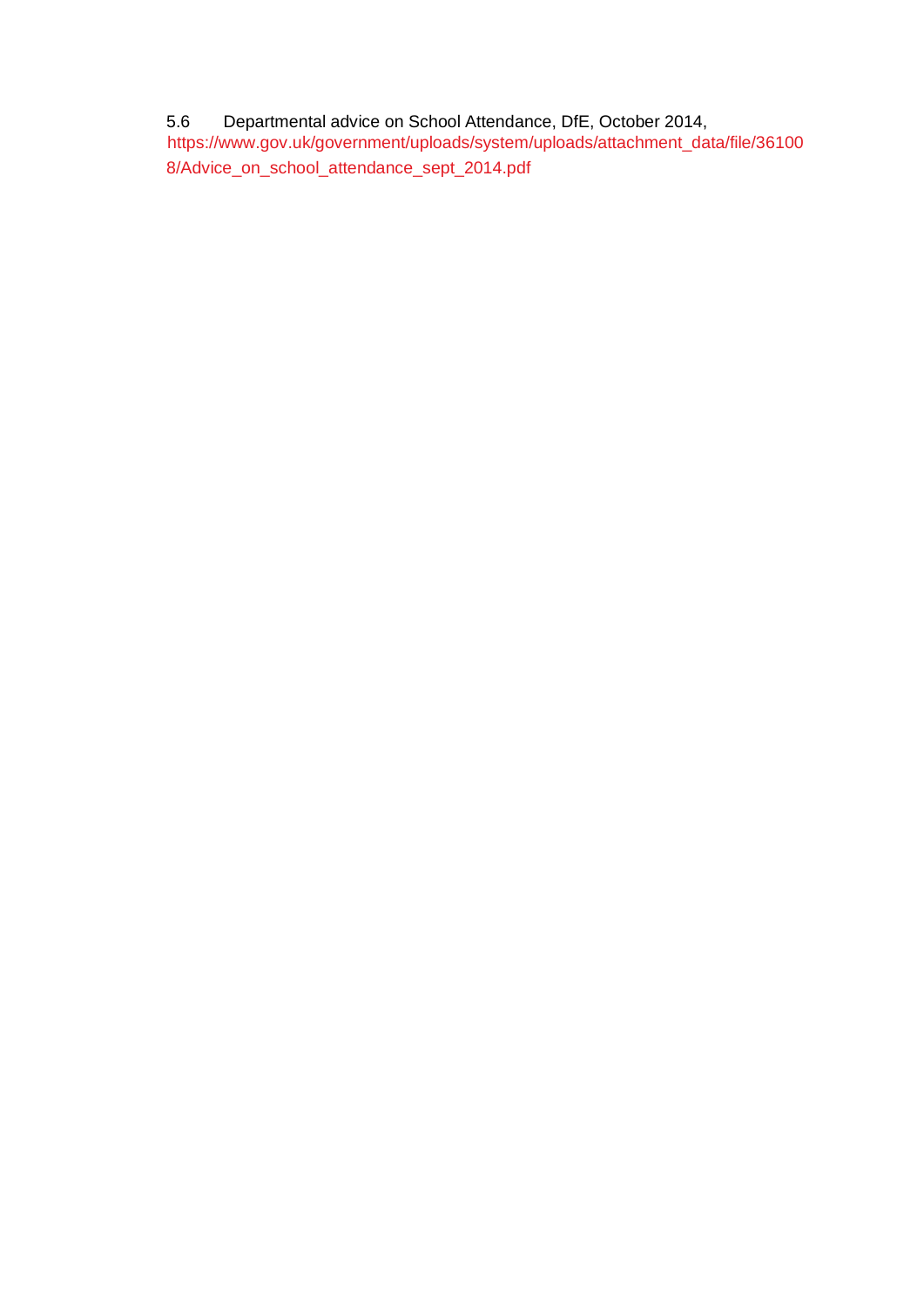5.6 Departmental advice on School Attendance, DfE, October 2014, https://www.gov.uk/government/uploads/system/uploads/attachment_data/file/361008/Advice_on_school_attendance_sept_2014.pdf